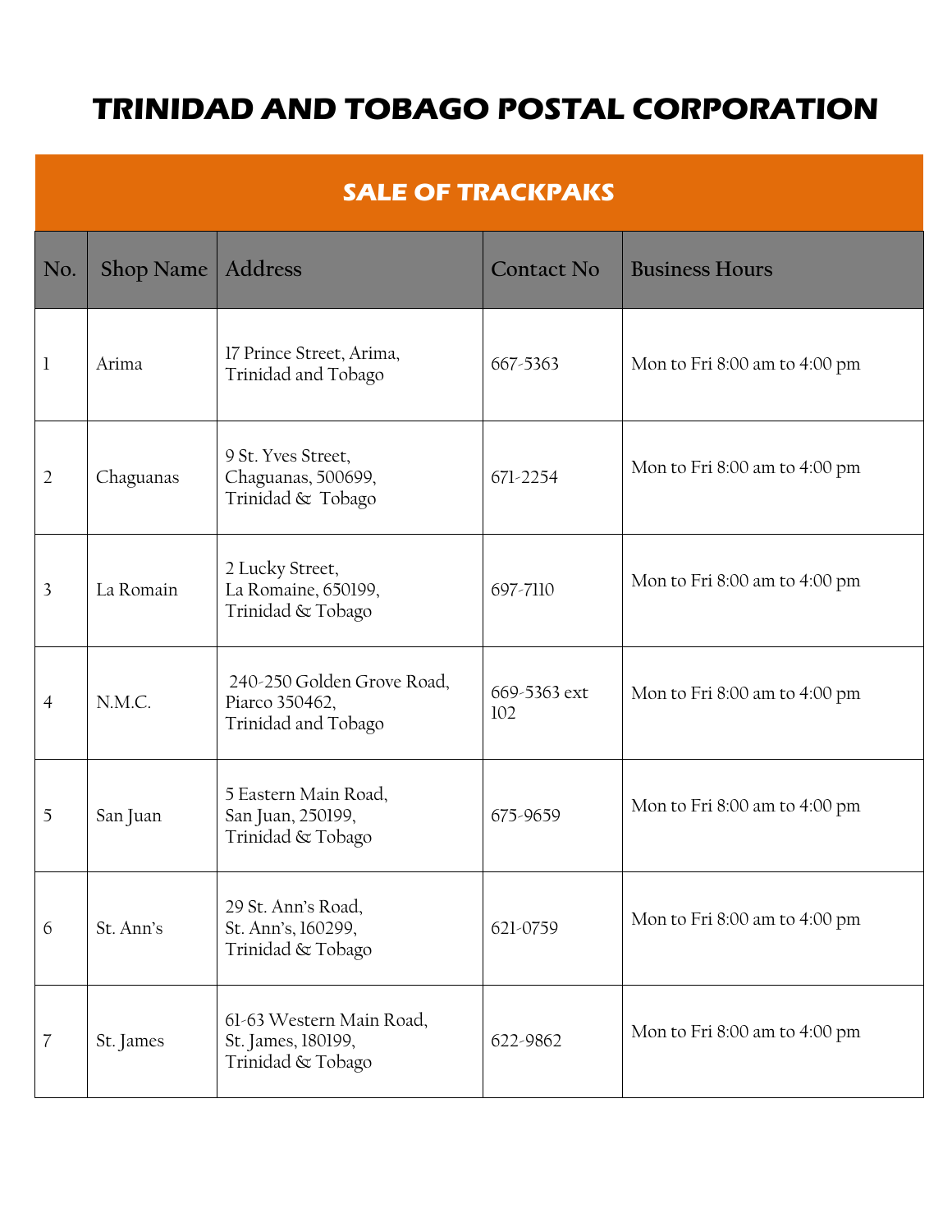# TRINIDAD AND TOBAGO POSTAL CORPORATION

## SALE OF TRACKPAKS

| No. | Shop Name | Address | Contact No | Business Hours |
|---|---|---|---|---|
| 1 | Arima | 17 Prince Street, Arima, Trinidad and Tobago | 667-5363 | Mon to Fri 8:00 am to 4:00 pm |
| 2 | Chaguanas | 9 St. Yves Street, Chaguanas, 500699, Trinidad & Tobago | 671-2254 | Mon to Fri 8:00 am to 4:00 pm |
| 3 | La Romain | 2 Lucky Street, La Romaine, 650199, Trinidad & Tobago | 697-7110 | Mon to Fri 8:00 am to 4:00 pm |
| 4 | N.M.C. | 240-250 Golden Grove Road, Piarco 350462, Trinidad and Tobago | 669-5363 ext 102 | Mon to Fri 8:00 am to 4:00 pm |
| 5 | San Juan | 5 Eastern Main Road, San Juan, 250199, Trinidad & Tobago | 675-9659 | Mon to Fri 8:00 am to 4:00 pm |
| 6 | St. Ann's | 29 St. Ann's Road, St. Ann's, 160299, Trinidad & Tobago | 621-0759 | Mon to Fri 8:00 am to 4:00 pm |
| 7 | St. James | 61-63 Western Main Road, St. James, 180199, Trinidad & Tobago | 622-9862 | Mon to Fri 8:00 am to 4:00 pm |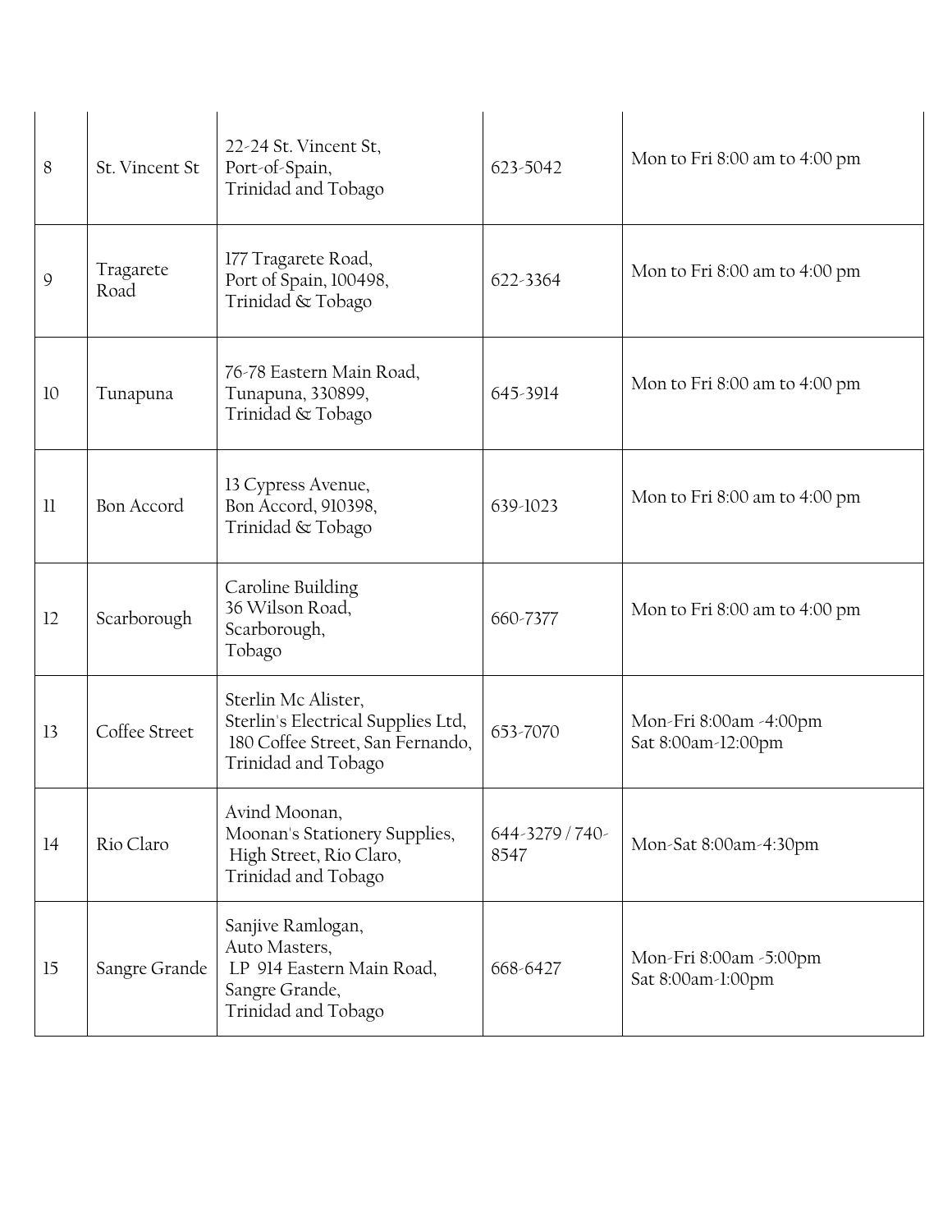| | | | | |
|---|---|---|---|---|
| 8 | St. Vincent St | 22-24 St. Vincent St, Port-of-Spain, Trinidad and Tobago | 623-5042 | Mon to Fri 8:00 am to 4:00 pm |
| 9 | Tragarete Road | 177 Tragarete Road, Port of Spain, 100498, Trinidad & Tobago | 622-3364 | Mon to Fri 8:00 am to 4:00 pm |
| 10 | Tunapuna | 76-78 Eastern Main Road, Tunapuna, 330899, Trinidad & Tobago | 645-3914 | Mon to Fri 8:00 am to 4:00 pm |
| 11 | Bon Accord | 13 Cypress Avenue, Bon Accord, 910398, Trinidad & Tobago | 639-1023 | Mon to Fri 8:00 am to 4:00 pm |
| 12 | Scarborough | Caroline Building 36 Wilson Road, Scarborough, Tobago | 660-7377 | Mon to Fri 8:00 am to 4:00 pm |
| 13 | Coffee Street | Sterlin Mc Alister, Sterlin's Electrical Supplies Ltd, 180 Coffee Street, San Fernando, Trinidad and Tobago | 653-7070 | Mon-Fri 8:00am -4:00pm Sat 8:00am-12:00pm |
| 14 | Rio Claro | Avind Moonan, Moonan's Stationery Supplies, High Street, Rio Claro, Trinidad and Tobago | 644-3279 / 740-8547 | Mon-Sat 8:00am-4:30pm |
| 15 | Sangre Grande | Sanjive Ramlogan, Auto Masters, LP 914 Eastern Main Road, Sangre Grande, Trinidad and Tobago | 668-6427 | Mon-Fri 8:00am -5:00pm Sat 8:00am-1:00pm |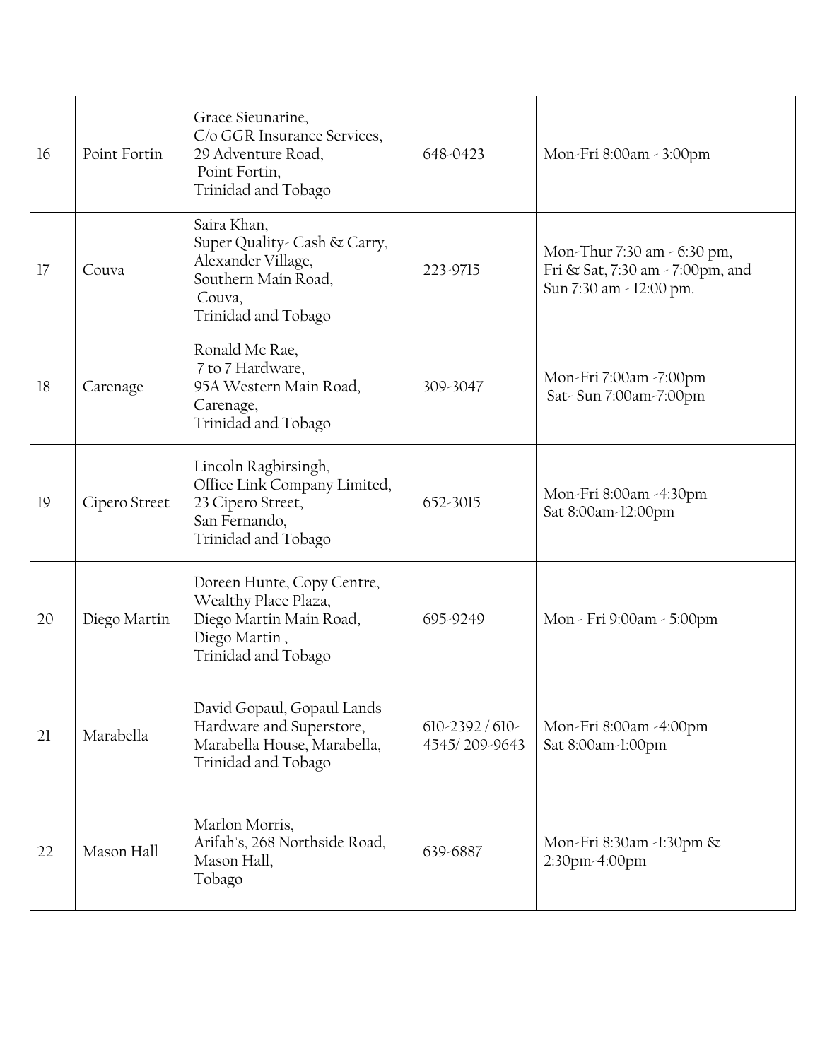| 16 | Point Fortin | Grace Sieunarine, C/o GGR Insurance Services, 29 Adventure Road, Point Fortin, Trinidad and Tobago | 648-0423 | Mon-Fri 8:00am - 3:00pm |
|---|---|---|---|---|
| 17 | Couva | Saira Khan, Super Quality- Cash & Carry, Alexander Village, Southern Main Road, Couva, Trinidad and Tobago | 223-9715 | Mon-Thur 7:30 am - 6:30 pm, Fri & Sat, 7:30 am - 7:00pm, and Sun 7:30 am - 12:00 pm. |
| 18 | Carenage | Ronald Mc Rae, 7 to 7 Hardware, 95A Western Main Road, Carenage, Trinidad and Tobago | 309-3047 | Mon-Fri 7:00am -7:00pm Sat- Sun 7:00am-7:00pm |
| 19 | Cipero Street | Lincoln Ragbirsingh, Office Link Company Limited, 23 Cipero Street, San Fernando, Trinidad and Tobago | 652-3015 | Mon-Fri 8:00am -4:30pm Sat 8:00am-12:00pm |
| 20 | Diego Martin | Doreen Hunte, Copy Centre, Wealthy Place Plaza, Diego Martin Main Road, Diego Martin , Trinidad and Tobago | 695-9249 | Mon - Fri 9:00am - 5:00pm |
| 21 | Marabella | David Gopaul, Gopaul Lands Hardware and Superstore, Marabella House, Marabella, Trinidad and Tobago | 610-2392 / 610-4545/ 209-9643 | Mon-Fri 8:00am -4:00pm Sat 8:00am-1:00pm |
| 22 | Mason Hall | Marlon Morris, Arifah's, 268 Northside Road, Mason Hall, Tobago | 639-6887 | Mon-Fri 8:30am -1:30pm & 2:30pm-4:00pm |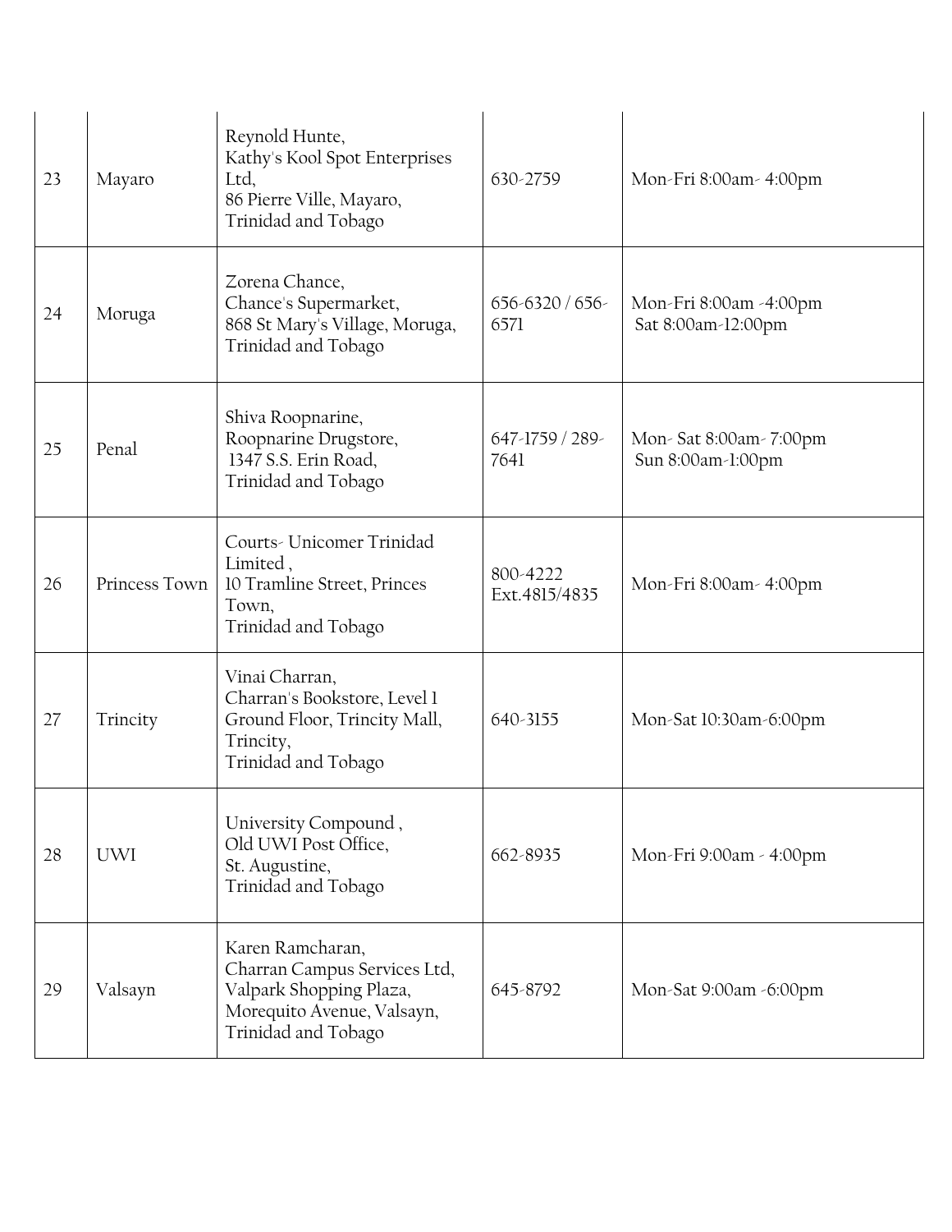| 23 | Mayaro | Reynold Hunte, Kathy's Kool Spot Enterprises Ltd, 86 Pierre Ville, Mayaro, Trinidad and Tobago | 630-2759 | Mon-Fri 8:00am- 4:00pm |
|---|---|---|---|---|
| 24 | Moruga | Zorena Chance, Chance's Supermarket, 868 St Mary's Village, Moruga, Trinidad and Tobago | 656-6320 / 656-6571 | Mon-Fri 8:00am -4:00pm<br>Sat 8:00am-12:00pm |
| 25 | Penal | Shiva Roopnarine, Roopnarine Drugstore, 1347 S.S. Erin Road, Trinidad and Tobago | 647-1759 / 289-7641 | Mon- Sat 8:00am- 7:00pm<br>Sun 8:00am-1:00pm |
| 26 | Princess Town | Courts- Unicomer Trinidad Limited , 10 Tramline Street, Princes Town, Trinidad and Tobago | 800-4222 Ext.4815/4835 | Mon-Fri 8:00am- 4:00pm |
| 27 | Trincity | Vinai Charran, Charran's Bookstore, Level 1 Ground Floor, Trincity Mall, Trincity, Trinidad and Tobago | 640-3155 | Mon-Sat 10:30am-6:00pm |
| 28 | UWI | University Compound , Old UWI Post Office, St. Augustine, Trinidad and Tobago | 662-8935 | Mon-Fri 9:00am - 4:00pm |
| 29 | Valsayn | Karen Ramcharan, Charran Campus Services Ltd, Valpark Shopping Plaza, Morequito Avenue, Valsayn, Trinidad and Tobago | 645-8792 | Mon-Sat 9:00am -6:00pm |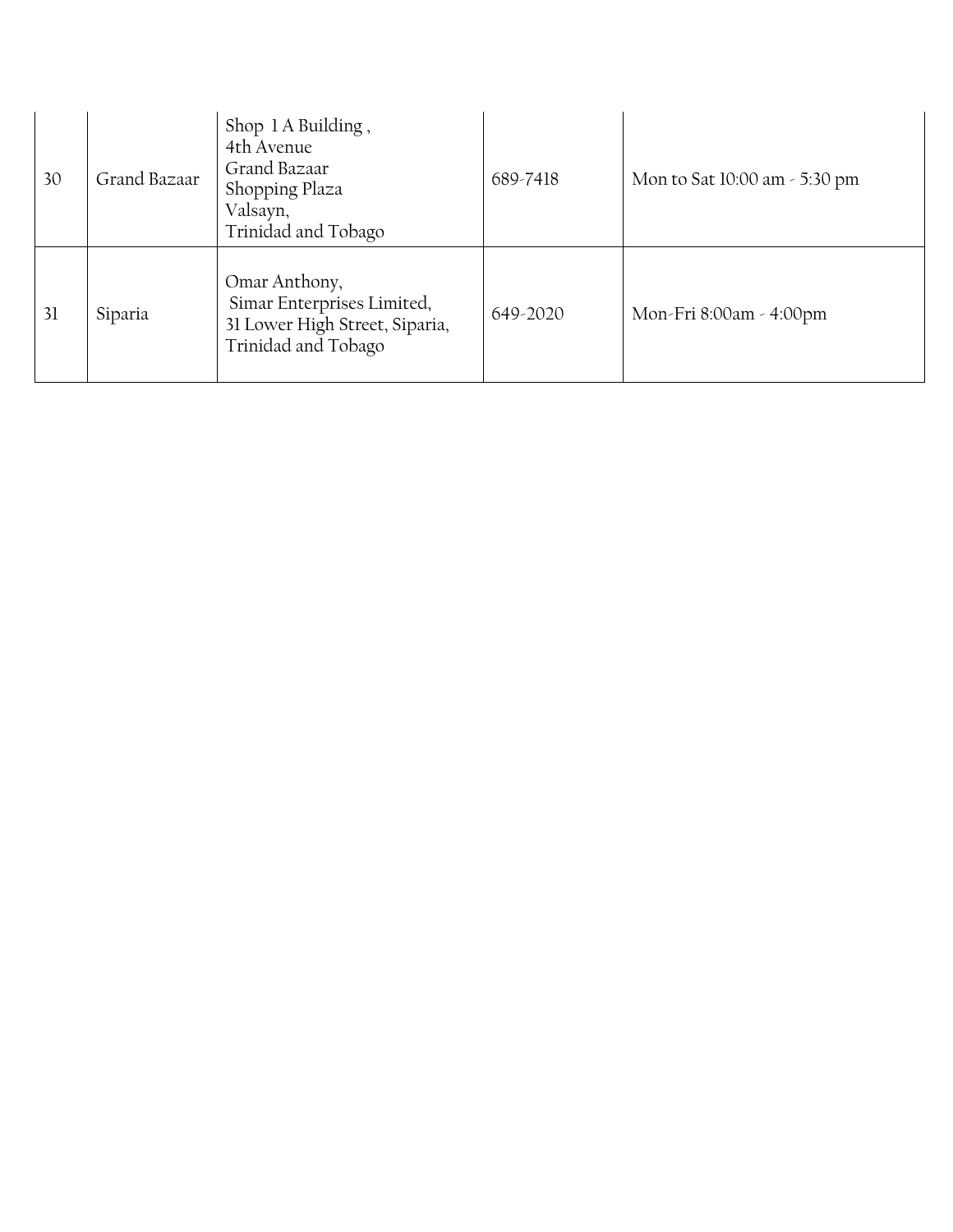| | | | | |
|---|---|---|---|---|
| 30 | Grand Bazaar | Shop 1 A Building , 4th Avenue Grand Bazaar Shopping Plaza Valsayn, Trinidad and Tobago | 689-7418 | Mon to Sat 10:00 am - 5:30 pm |
| 31 | Siparia | Omar Anthony, Simar Enterprises Limited, 31 Lower High Street, Siparia, Trinidad and Tobago | 649-2020 | Mon-Fri 8:00am - 4:00pm |